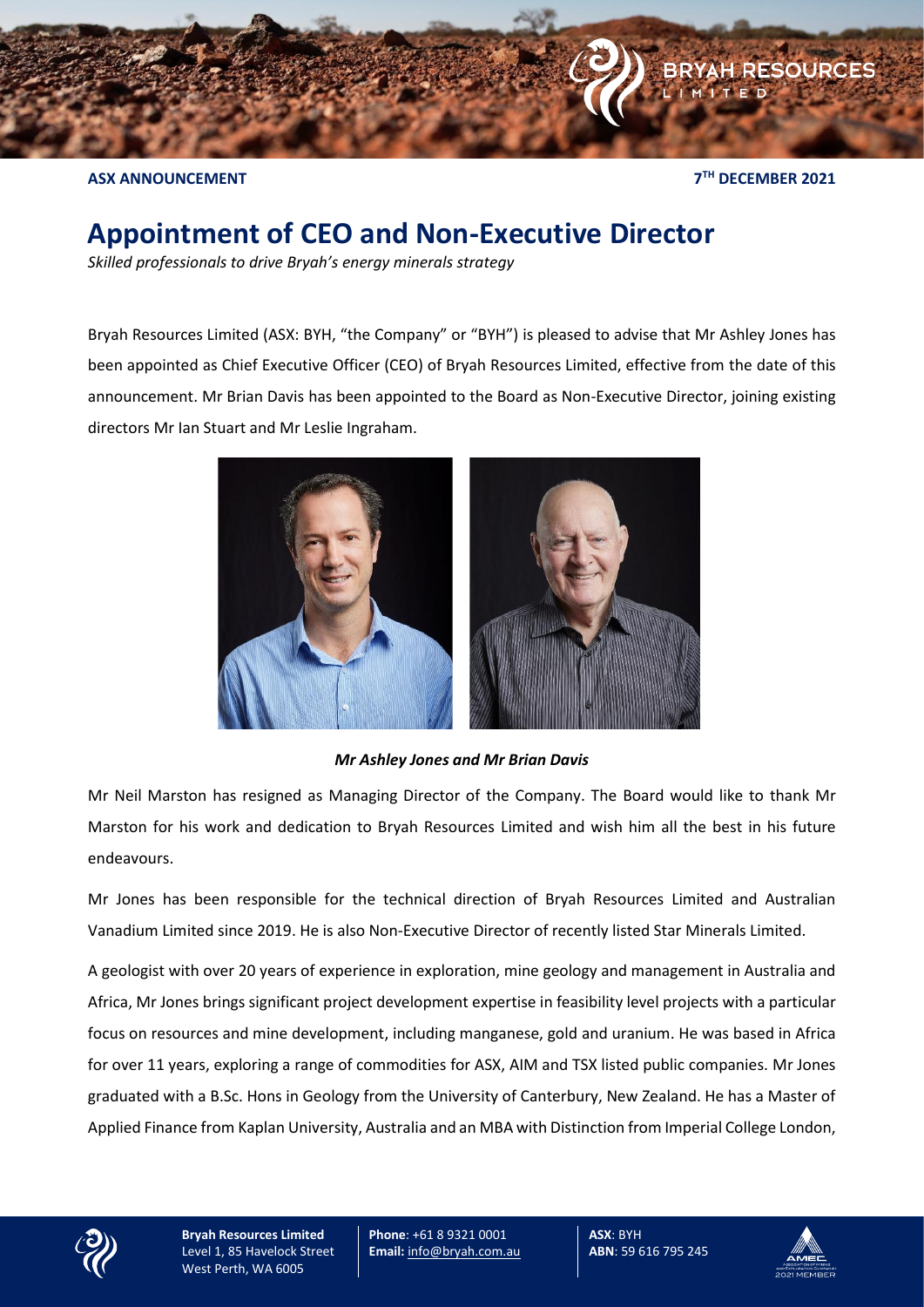**ASX ANNOUNCEMENT** **7TH DECEMBER 2021**

# Appointment of CEO and Non-Executive Director

*Skilled professionals to drive Bryah's energy minerals strategy*

Bryah Resources Limited (ASX: BYH, "the Company" or "BYH") is pleased to advise that Mr Ashley Jones has been appointed as Chief Executive Officer (CEO) of Bryah Resources Limited, effective from the date of this announcement. Mr Brian Davis has been appointed to the Board as Non-Executive Director, joining existing directors Mr Ian Stuart and Mr Leslie Ingraham.

***Mr Ashley Jones and Mr Brian Davis***

Mr Neil Marston has resigned as Managing Director of the Company. The Board would like to thank Mr Marston for his work and dedication to Bryah Resources Limited and wish him all the best in his future endeavours.

Mr Jones has been responsible for the technical direction of Bryah Resources Limited and Australian Vanadium Limited since 2019. He is also Non-Executive Director of recently listed Star Minerals Limited.

A geologist with over 20 years of experience in exploration, mine geology and management in Australia and Africa, Mr Jones brings significant project development expertise in feasibility level projects with a particular focus on resources and mine development, including manganese, gold and uranium. He was based in Africa for over 11 years, exploring a range of commodities for ASX, AIM and TSX listed public companies. Mr Jones graduated with a B.Sc. Hons in Geology from the University of Canterbury, New Zealand. He has a Master of Applied Finance from Kaplan University, Australia and an MBA with Distinction from Imperial College London,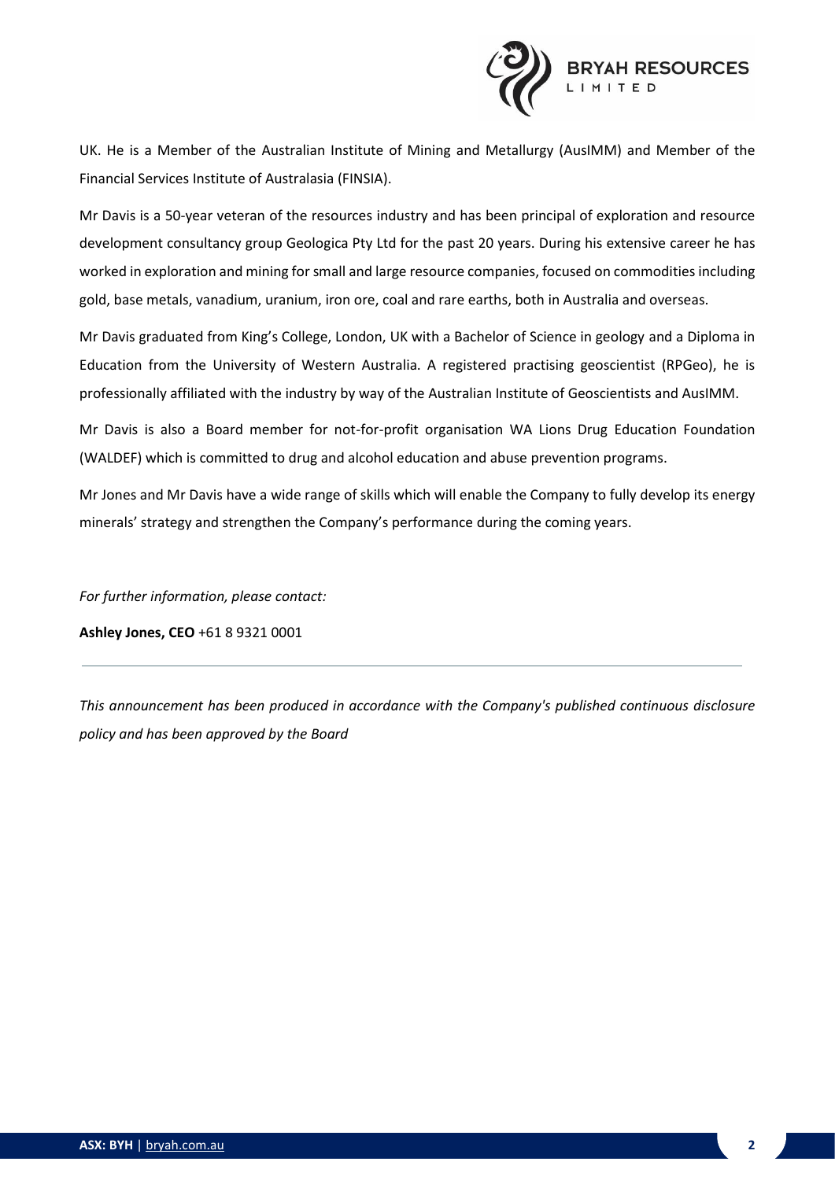UK. He is a Member of the Australian Institute of Mining and Metallurgy (AusIMM) and Member of the Financial Services Institute of Australasia (FINSIA).

Mr Davis is a 50-year veteran of the resources industry and has been principal of exploration and resource development consultancy group Geologica Pty Ltd for the past 20 years. During his extensive career he has worked in exploration and mining for small and large resource companies, focused on commodities including gold, base metals, vanadium, uranium, iron ore, coal and rare earths, both in Australia and overseas.

Mr Davis graduated from King's College, London, UK with a Bachelor of Science in geology and a Diploma in Education from the University of Western Australia. A registered practising geoscientist (RPGeo), he is professionally affiliated with the industry by way of the Australian Institute of Geoscientists and AusIMM.

Mr Davis is also a Board member for not-for-profit organisation WA Lions Drug Education Foundation (WALDEF) which is committed to drug and alcohol education and abuse prevention programs.

Mr Jones and Mr Davis have a wide range of skills which will enable the Company to fully develop its energy minerals' strategy and strengthen the Company's performance during the coming years.

*For further information, please contact:*

**Ashley Jones, CEO** +61 8 9321 0001

---

*This announcement has been produced in accordance with the Company's published continuous disclosure policy and has been approved by the Board*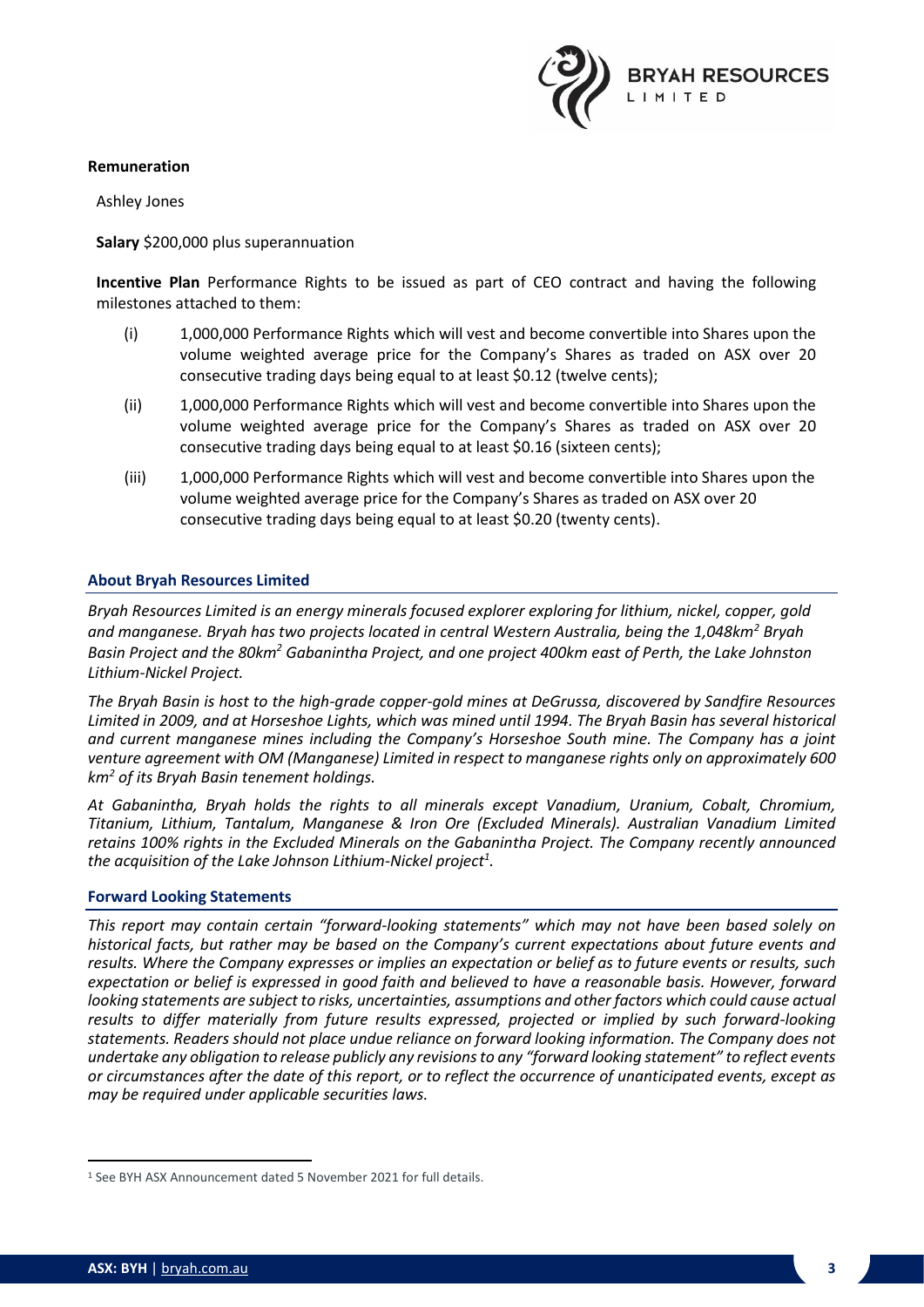**Remuneration**

Ashley Jones

**Salary** $200,000 plus superannuation

**Incentive Plan** Performance Rights to be issued as part of CEO contract and having the following milestones attached to them:

(i) 1,000,000 Performance Rights which will vest and become convertible into Shares upon the volume weighted average price for the Company's Shares as traded on ASX over 20 consecutive trading days being equal to at least $0.12 (twelve cents);

(ii) 1,000,000 Performance Rights which will vest and become convertible into Shares upon the volume weighted average price for the Company's Shares as traded on ASX over 20 consecutive trading days being equal to at least $0.16 (sixteen cents);

(iii) 1,000,000 Performance Rights which will vest and become convertible into Shares upon the volume weighted average price for the Company's Shares as traded on ASX over 20 consecutive trading days being equal to at least $0.20 (twenty cents).

## About Bryah Resources Limited

*Bryah Resources Limited is an energy minerals focused explorer exploring for lithium, nickel, copper, gold and manganese. Bryah has two projects located in central Western Australia, being the 1,048km² Bryah Basin Project and the 80km² Gabanintha Project, and one project 400km east of Perth, the Lake Johnston Lithium-Nickel Project.*

*The Bryah Basin is host to the high-grade copper-gold mines at DeGrussa, discovered by Sandfire Resources Limited in 2009, and at Horseshoe Lights, which was mined until 1994. The Bryah Basin has several historical and current manganese mines including the Company's Horseshoe South mine. The Company has a joint venture agreement with OM (Manganese) Limited in respect to manganese rights only on approximately 600 km² of its Bryah Basin tenement holdings.*

*At Gabanintha, Bryah holds the rights to all minerals except Vanadium, Uranium, Cobalt, Chromium, Titanium, Lithium, Tantalum, Manganese & Iron Ore (Excluded Minerals). Australian Vanadium Limited retains 100% rights in the Excluded Minerals on the Gabanintha Project. The Company recently announced the acquisition of the Lake Johnson Lithium-Nickel project[1].*

## Forward Looking Statements

*This report may contain certain "forward-looking statements" which may not have been based solely on historical facts, but rather may be based on the Company's current expectations about future events and results. Where the Company expresses or implies an expectation or belief as to future events or results, such expectation or belief is expressed in good faith and believed to have a reasonable basis. However, forward looking statements are subject to risks, uncertainties, assumptions and other factors which could cause actual results to differ materially from future results expressed, projected or implied by such forward-looking statements. Readers should not place undue reliance on forward looking information. The Company does not undertake any obligation to release publicly any revisions to any "forward looking statement" to reflect events or circumstances after the date of this report, or to reflect the occurrence of unanticipated events, except as may be required under applicable securities laws.*

[1] See BYH ASX Announcement dated 5 November 2021 for full details.